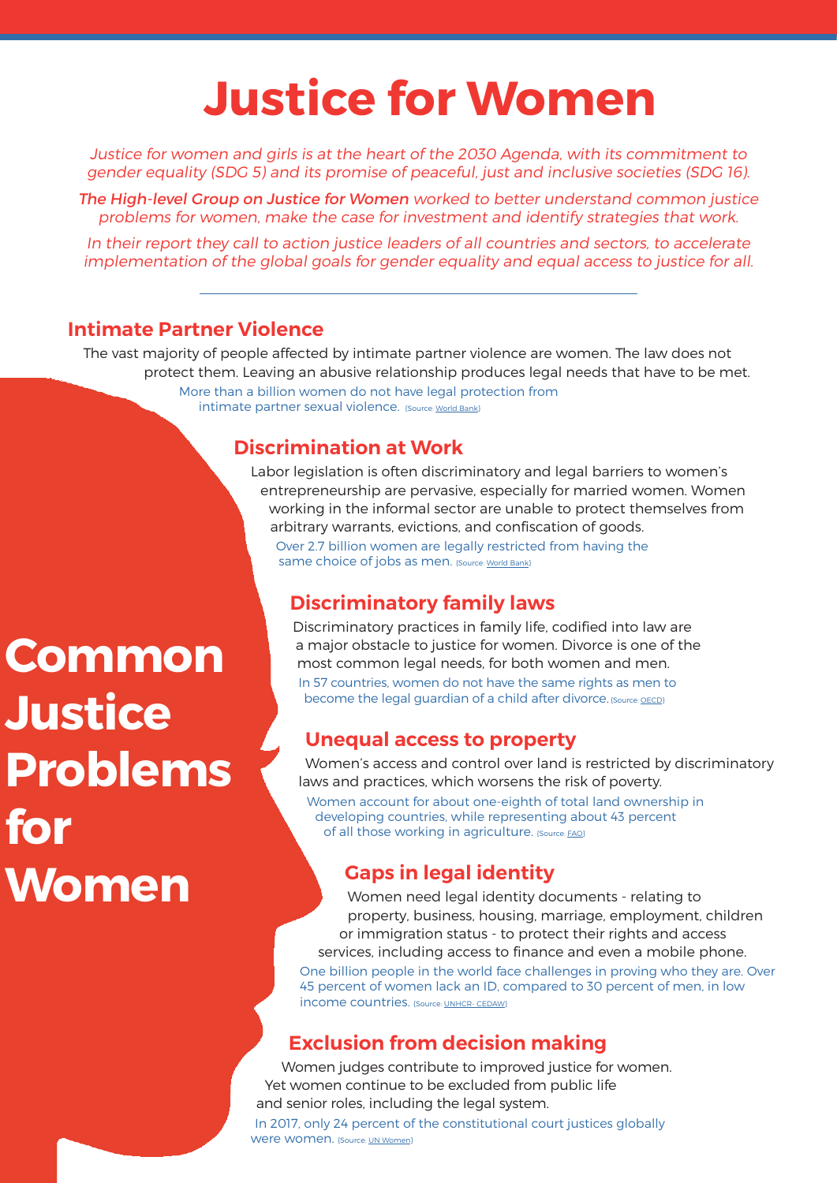# Justice for Women

*Justice for women and girls is at the heart of the 2030 Agenda, with its commitment to gender equality (SDG 5) and its promise of peaceful, just and inclusive societies (SDG 16).*

***The High-level Group on Justice for Women*** *worked to better understand common justice problems for women, make the case for investment and identify strategies that work.*

*In their report they call to action justice leaders of all countries and sectors, to accelerate implementation of the global goals for gender equality and equal access to justice for all.*

---

## Common Justice Problems for Women

### Intimate Partner Violence

The vast majority of people affected by intimate partner violence are women. The law does not protect them. Leaving an abusive relationship produces legal needs that have to be met.

More than a billion women do not have legal protection from intimate partner sexual violence. (Source: World Bank)

### Discrimination at Work

Labor legislation is often discriminatory and legal barriers to women's entrepreneurship are pervasive, especially for married women. Women working in the informal sector are unable to protect themselves from arbitrary warrants, evictions, and confiscation of goods.

Over 2.7 billion women are legally restricted from having the same choice of jobs as men. (Source: World Bank)

### Discriminatory family laws

Discriminatory practices in family life, codified into law are a major obstacle to justice for women. Divorce is one of the most common legal needs, for both women and men.

In 57 countries, women do not have the same rights as men to become the legal guardian of a child after divorce. (Source: OECD)

### Unequal access to property

Women's access and control over land is restricted by discriminatory laws and practices, which worsens the risk of poverty.

Women account for about one-eighth of total land ownership in developing countries, while representing about 43 percent of all those working in agriculture. (Source: FAO)

### Gaps in legal identity

Women need legal identity documents - relating to property, business, housing, marriage, employment, children or immigration status - to protect their rights and access services, including access to finance and even a mobile phone.

One billion people in the world face challenges in proving who they are. Over 45 percent of women lack an ID, compared to 30 percent of men, in low income countries. (Source: UNHCR- CEDAW)

### Exclusion from decision making

Women judges contribute to improved justice for women. Yet women continue to be excluded from public life and senior roles, including the legal system.

In 2017, only 24 percent of the constitutional court justices globally were women. (Source: UN Women)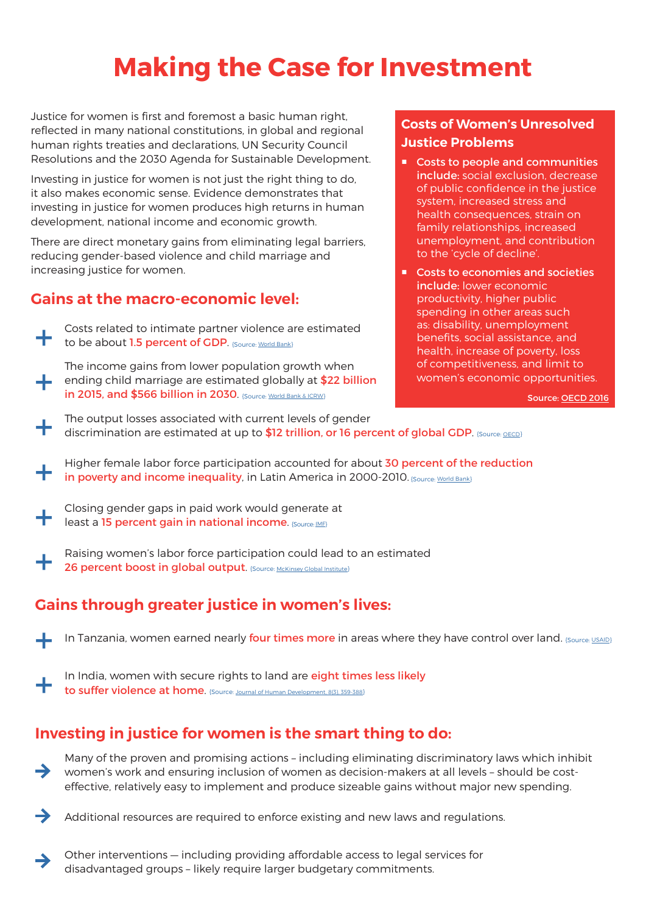# Making the Case for Investment

Justice for women is first and foremost a basic human right, reflected in many national constitutions, in global and regional human rights treaties and declarations, UN Security Council Resolutions and the 2030 Agenda for Sustainable Development.

Investing in justice for women is not just the right thing to do, it also makes economic sense. Evidence demonstrates that investing in justice for women produces high returns in human development, national income and economic growth.

There are direct monetary gains from eliminating legal barriers, reducing gender-based violence and child marriage and increasing justice for women.

### Costs of Women's Unresolved Justice Problems

- **Costs to people and communities include:** social exclusion, decrease of public confidence in the justice system, increased stress and health consequences, strain on family relationships, increased unemployment, and contribution to the 'cycle of decline'.
- **Costs to economies and societies include:** lower economic productivity, higher public spending in other areas such as: disability, unemployment benefits, social assistance, and health, increase of poverty, loss of competitiveness, and limit to women's economic opportunities.

Source: OECD 2016

## Gains at the macro-economic level:

+ Costs related to intimate partner violence are estimated to be about **1.5 percent of GDP**. (Source: World Bank)
+ The income gains from lower population growth when ending child marriage are estimated globally at **$22 billion in 2015, and $566 billion in 2030**. (Source: World Bank & ICRW)
+ The output losses associated with current levels of gender discrimination are estimated at up to **$12 trillion, or 16 percent of global GDP**. (Source: OECD)
+ Higher female labor force participation accounted for about **30 percent of the reduction in poverty and income inequality**, in Latin America in 2000-2010. (Source: World Bank)
+ Closing gender gaps in paid work would generate at least a **15 percent gain in national income**. (Source: IMF)
+ Raising women's labor force participation could lead to an estimated **26 percent boost in global output**. (Source: McKinsey Global Institute)

## Gains through greater justice in women's lives:

+ In Tanzania, women earned nearly **four times more** in areas where they have control over land. (Source: USAID)
+ In India, women with secure rights to land are **eight times less likely to suffer violence at home.** (Source: Journal of Human Development, 8(3), 359-388)

## Investing in justice for women is the smart thing to do:

→ Many of the proven and promising actions – including eliminating discriminatory laws which inhibit women's work and ensuring inclusion of women as decision-makers at all levels – should be cost-effective, relatively easy to implement and produce sizeable gains without major new spending.

→ Additional resources are required to enforce existing and new laws and regulations.

→ Other interventions — including providing affordable access to legal services for disadvantaged groups – likely require larger budgetary commitments.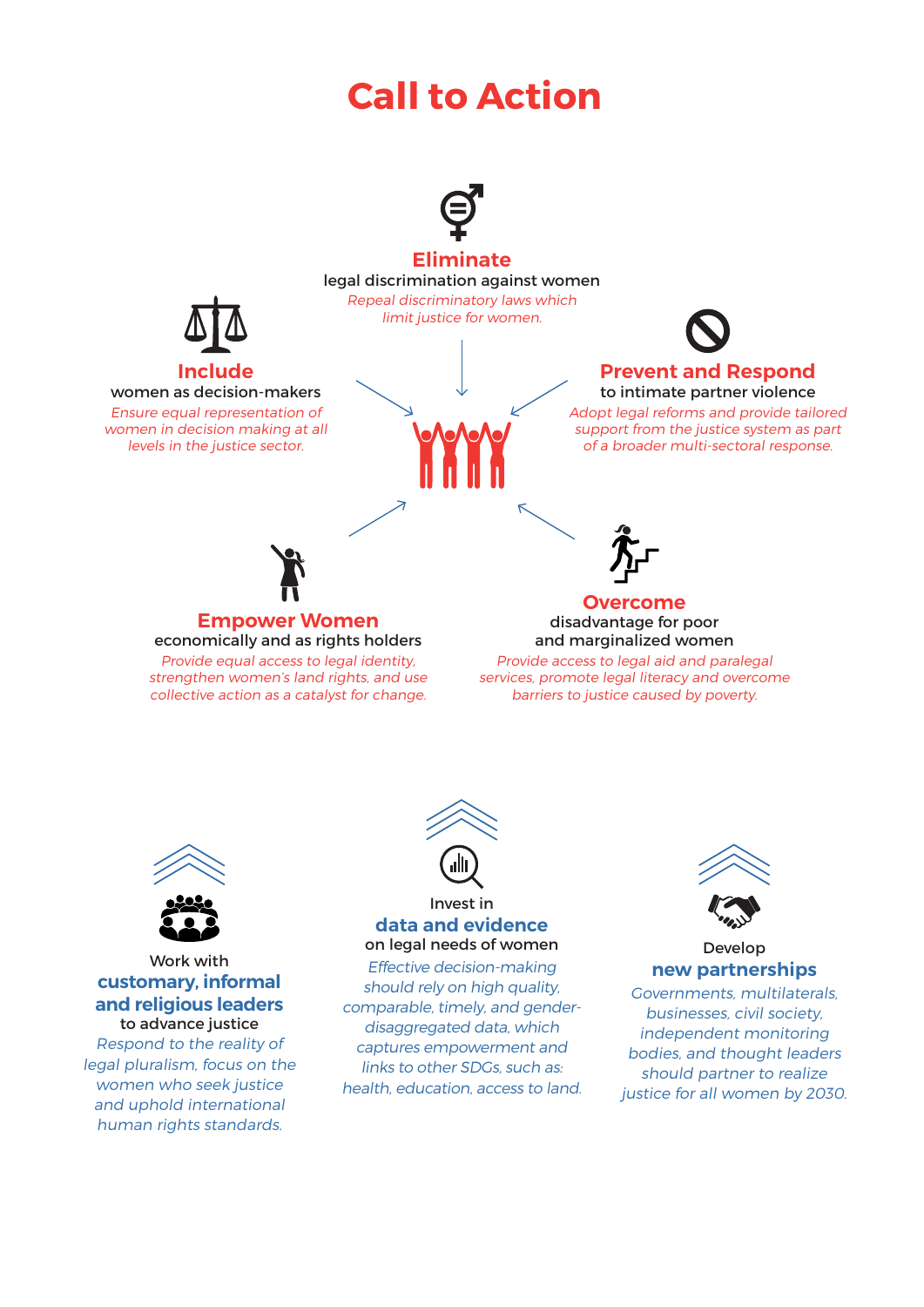# Call to Action

## Eliminate

legal discrimination against women

*Repeal discriminatory laws which limit justice for women.*

## Include

women as decision-makers

*Ensure equal representation of women in decision making at all levels in the justice sector.*

## Prevent and Respond

to intimate partner violence

*Adopt legal reforms and provide tailored support from the justice system as part of a broader multi-sectoral response.*

## Empower Women

economically and as rights holders

*Provide equal access to legal identity, strengthen women's land rights, and use collective action as a catalyst for change.*

## Overcome

disadvantage for poor and marginalized women

*Provide access to legal aid and paralegal services, promote legal literacy and overcome barriers to justice caused by poverty.*

---

Work with

## customary, informal and religious leaders

to advance justice

*Respond to the reality of legal pluralism, focus on the women who seek justice and uphold international human rights standards.*

Invest in

## data and evidence

on legal needs of women

*Effective decision-making should rely on high quality, comparable, timely, and gender-disaggregated data, which captures empowerment and links to other SDGs, such as: health, education, access to land.*

Develop

## new partnerships

*Governments, multilaterals, businesses, civil society, independent monitoring bodies, and thought leaders should partner to realize justice for all women by 2030.*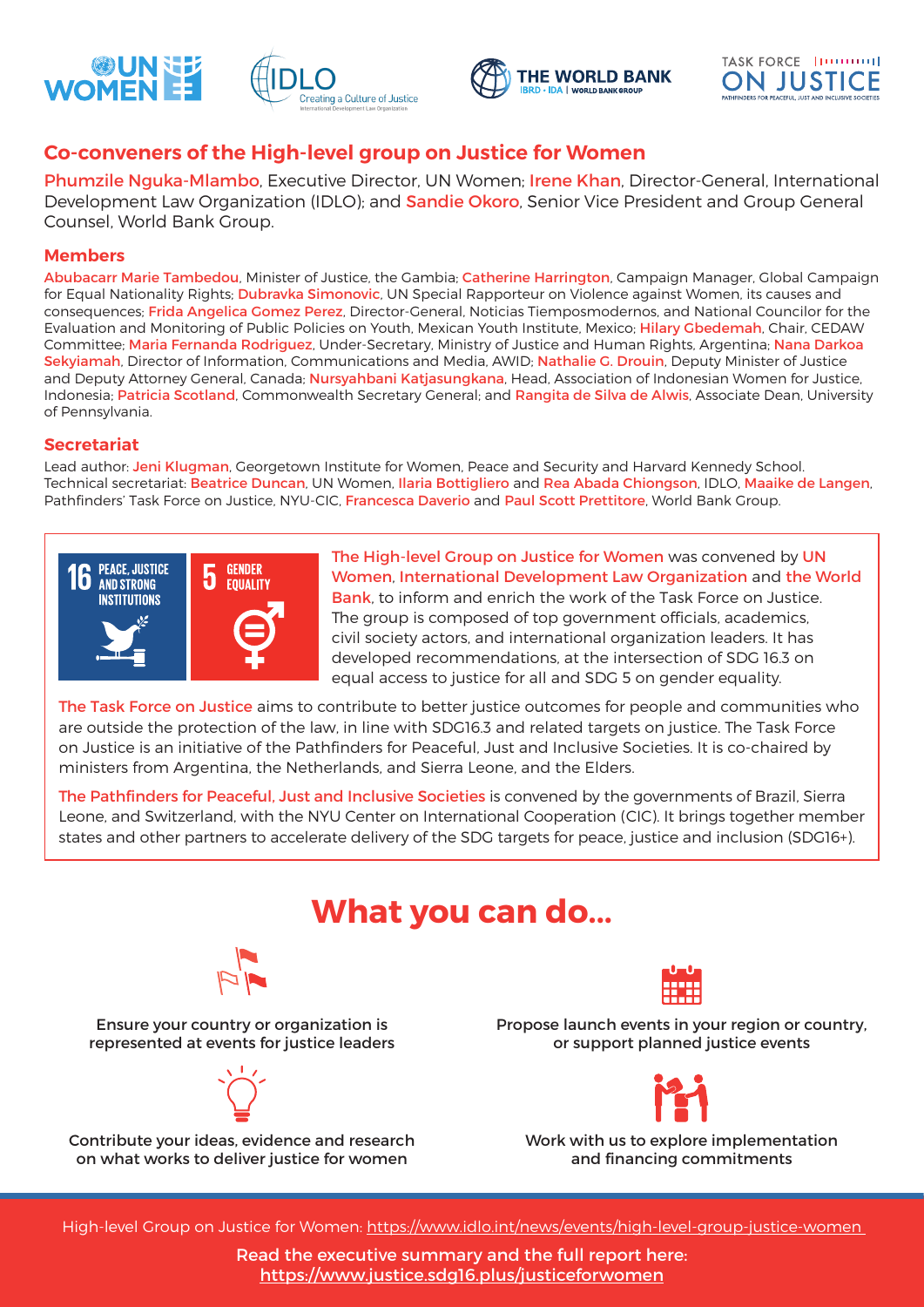## Co-conveners of the High-level group on Justice for Women

Phumzile Nguka-Mlambo, Executive Director, UN Women; Irene Khan, Director-General, International Development Law Organization (IDLO); and Sandie Okoro, Senior Vice President and Group General Counsel, World Bank Group.

### Members

Abubacarr Marie Tambedou, Minister of Justice, the Gambia; Catherine Harrington, Campaign Manager, Global Campaign for Equal Nationality Rights; Dubravka Simonovic, UN Special Rapporteur on Violence against Women, its causes and consequences; Frida Angelica Gomez Perez, Director-General, Noticias Tiemposmodernos, and National Councilor for the Evaluation and Monitoring of Public Policies on Youth, Mexican Youth Institute, Mexico; Hilary Gbedemah, Chair, CEDAW Committee; Maria Fernanda Rodriguez, Under-Secretary, Ministry of Justice and Human Rights, Argentina; Nana Darkoa Sekyiamah, Director of Information, Communications and Media, AWID; Nathalie G. Drouin, Deputy Minister of Justice and Deputy Attorney General, Canada; Nursyahbani Katjasungkana, Head, Association of Indonesian Women for Justice, Indonesia; Patricia Scotland, Commonwealth Secretary General; and Rangita de Silva de Alwis, Associate Dean, University of Pennsylvania.

### Secretariat

Lead author: Jeni Klugman, Georgetown Institute for Women, Peace and Security and Harvard Kennedy School. Technical secretariat: Beatrice Duncan, UN Women, Ilaria Bottigliero and Rea Abada Chiongson, IDLO, Maaike de Langen, Pathfinders' Task Force on Justice, NYU-CIC, Francesca Daverio and Paul Scott Prettitore, World Bank Group.

16 PEACE, JUSTICE AND STRONG INSTITUTIONS

5 GENDER EQUALITY

The High-level Group on Justice for Women was convened by UN Women, International Development Law Organization and the World Bank, to inform and enrich the work of the Task Force on Justice. The group is composed of top government officials, academics, civil society actors, and international organization leaders. It has developed recommendations, at the intersection of SDG 16.3 on equal access to justice for all and SDG 5 on gender equality.

The Task Force on Justice aims to contribute to better justice outcomes for people and communities who are outside the protection of the law, in line with SDG16.3 and related targets on justice. The Task Force on Justice is an initiative of the Pathfinders for Peaceful, Just and Inclusive Societies. It is co-chaired by ministers from Argentina, the Netherlands, and Sierra Leone, and the Elders.

The Pathfinders for Peaceful, Just and Inclusive Societies is convened by the governments of Brazil, Sierra Leone, and Switzerland, with the NYU Center on International Cooperation (CIC). It brings together member states and other partners to accelerate delivery of the SDG targets for peace, justice and inclusion (SDG16+).

# What you can do...

- Ensure your country or organization is represented at events for justice leaders
- Propose launch events in your region or country, or support planned justice events
- Contribute your ideas, evidence and research on what works to deliver justice for women
- Work with us to explore implementation and financing commitments

High-level Group on Justice for Women: https://www.idlo.int/news/events/high-level-group-justice-women

Read the executive summary and the full report here: https://www.justice.sdg16.plus/justiceforwomen